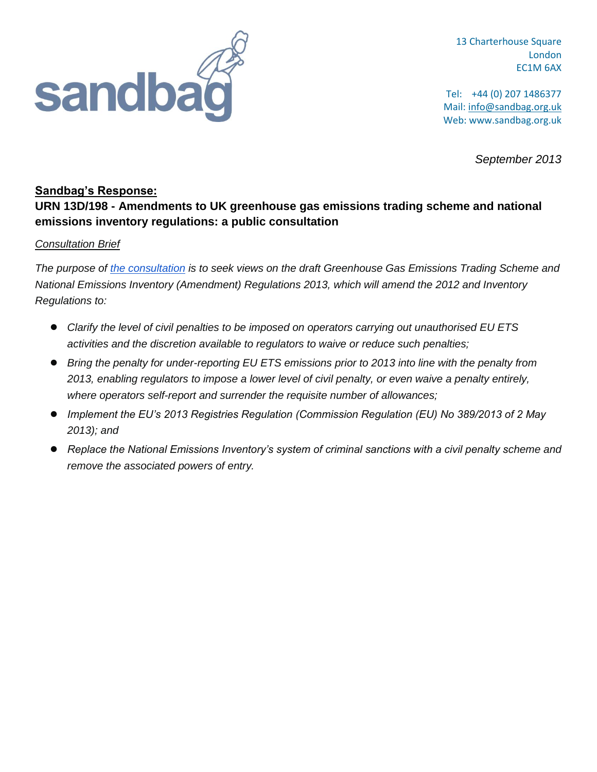sandbag

13 Charterhouse Square
London
EC1M 6AX

Tel: +44 (0) 207 1486377
Mail: info@sandbag.org.uk
Web: www.sandbag.org.uk

*September 2013*

**Sandbag's Response:**

**URN 13D/198 - Amendments to UK greenhouse gas emissions trading scheme and national emissions inventory regulations: a public consultation**

*Consultation Brief*

*The purpose of the consultation is to seek views on the draft Greenhouse Gas Emissions Trading Scheme and National Emissions Inventory (Amendment) Regulations 2013, which will amend the 2012 and Inventory Regulations to:*

- *Clarify the level of civil penalties to be imposed on operators carrying out unauthorised EU ETS activities and the discretion available to regulators to waive or reduce such penalties;*
- *Bring the penalty for under-reporting EU ETS emissions prior to 2013 into line with the penalty from 2013, enabling regulators to impose a lower level of civil penalty, or even waive a penalty entirely, where operators self-report and surrender the requisite number of allowances;*
- *Implement the EU's 2013 Registries Regulation (Commission Regulation (EU) No 389/2013 of 2 May 2013); and*
- *Replace the National Emissions Inventory's system of criminal sanctions with a civil penalty scheme and remove the associated powers of entry.*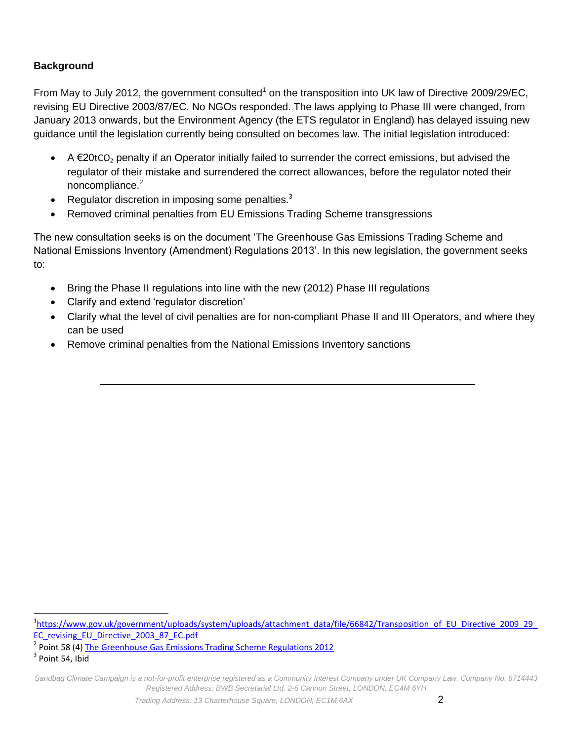**Background**

From May to July 2012, the government consulted[1] on the transposition into UK law of Directive 2009/29/EC, revising EU Directive 2003/87/EC. No NGOs responded. The laws applying to Phase III were changed, from January 2013 onwards, but the Environment Agency (the ETS regulator in England) has delayed issuing new guidance until the legislation currently being consulted on becomes law. The initial legislation introduced:

- A €20t$CO_2$ penalty if an Operator initially failed to surrender the correct emissions, but advised the regulator of their mistake and surrendered the correct allowances, before the regulator noted their noncompliance.[2]
- Regulator discretion in imposing some penalties.[3]
- Removed criminal penalties from EU Emissions Trading Scheme transgressions

The new consultation seeks is on the document 'The Greenhouse Gas Emissions Trading Scheme and National Emissions Inventory (Amendment) Regulations 2013'. In this new legislation, the government seeks to:

- Bring the Phase II regulations into line with the new (2012) Phase III regulations
- Clarify and extend 'regulator discretion'
- Clarify what the level of civil penalties are for non-compliant Phase II and III Operators, and where they can be used
- Remove criminal penalties from the National Emissions Inventory sanctions

---

[1] https://www.gov.uk/government/uploads/system/uploads/attachment_data/file/66842/Transposition_of_EU_Directive_2009_29_EC_revising_EU_Directive_2003_87_EC.pdf

[2] Point 58 (4) The Greenhouse Gas Emissions Trading Scheme Regulations 2012

[3] Point 54, Ibid

*Sandbag Climate Campaign is a not-for-profit enterprise registered as a Community Interest Company under UK Company Law. Company No. 6714443 Registered Address: BWB Secretarial Ltd, 2-6 Cannon Street, LONDON, EC4M 6YH Trading Address: 13 Charterhouse Square, LONDON, EC1M 6AX*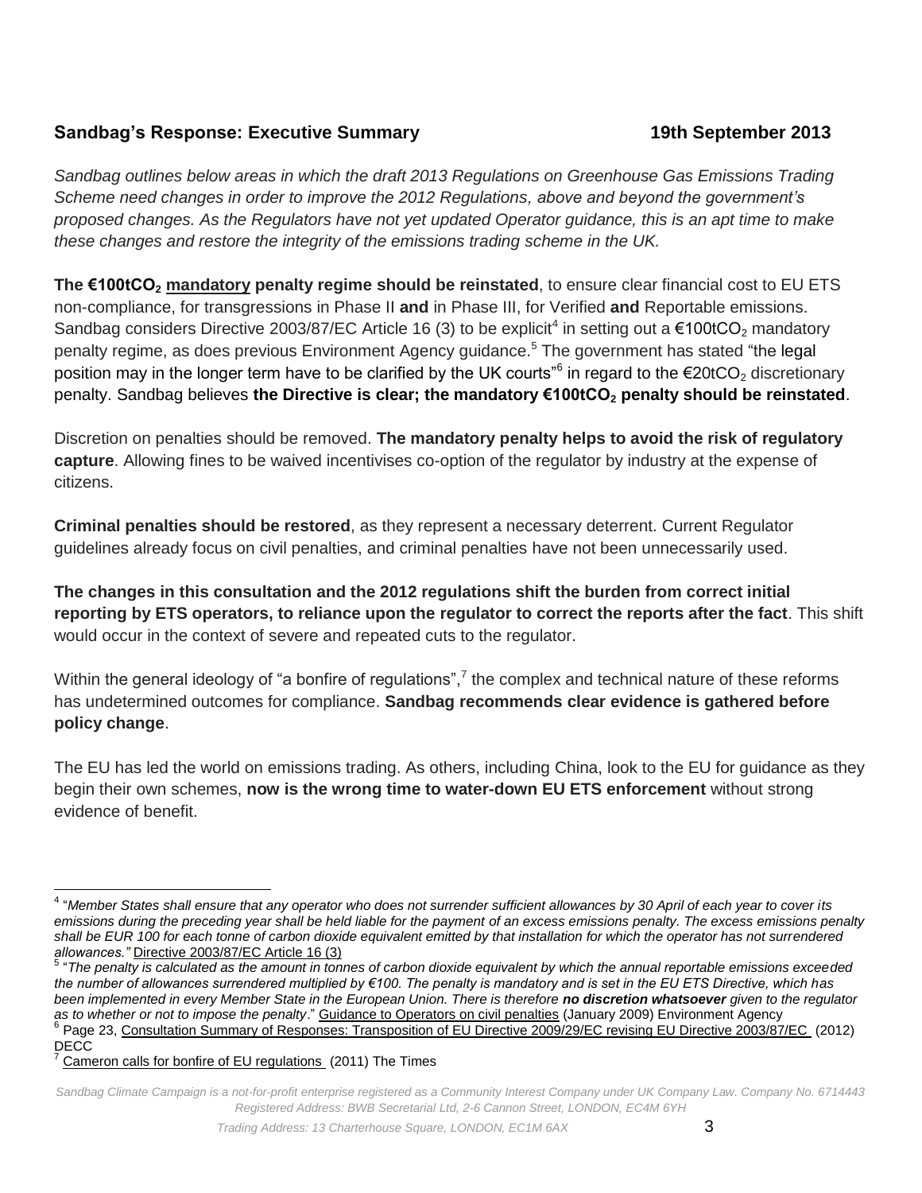## **Sandbag's Response: Executive Summary** **19th September 2013**

*Sandbag outlines below areas in which the draft 2013 Regulations on Greenhouse Gas Emissions Trading Scheme need changes in order to improve the 2012 Regulations, above and beyond the government's proposed changes. As the Regulators have not yet updated Operator guidance, this is an apt time to make these changes and restore the integrity of the emissions trading scheme in the UK.*

**The €100t$CO_2$ mandatory penalty regime should be reinstated**, to ensure clear financial cost to EU ETS non-compliance, for transgressions in Phase II **and** in Phase III, for Verified **and** Reportable emissions. Sandbag considers Directive 2003/87/EC Article 16 (3) to be explicit[4] in setting out a €100t$CO_2$ mandatory penalty regime, as does previous Environment Agency guidance.[5] The government has stated "the legal position may in the longer term have to be clarified by the UK courts"[6] in regard to the €20t$CO_2$ discretionary penalty. Sandbag believes **the Directive is clear; the mandatory €100t$CO_2$ penalty should be reinstated**.

Discretion on penalties should be removed. **The mandatory penalty helps to avoid the risk of regulatory capture**. Allowing fines to be waived incentivises co-option of the regulator by industry at the expense of citizens.

**Criminal penalties should be restored**, as they represent a necessary deterrent. Current Regulator guidelines already focus on civil penalties, and criminal penalties have not been unnecessarily used.

**The changes in this consultation and the 2012 regulations shift the burden from correct initial reporting by ETS operators, to reliance upon the regulator to correct the reports after the fact**. This shift would occur in the context of severe and repeated cuts to the regulator.

Within the general ideology of "a bonfire of regulations",[7] the complex and technical nature of these reforms has undetermined outcomes for compliance. **Sandbag recommends clear evidence is gathered before policy change**.

The EU has led the world on emissions trading. As others, including China, look to the EU for guidance as they begin their own schemes, **now is the wrong time to water-down EU ETS enforcement** without strong evidence of benefit.

---

[4] "*Member States shall ensure that any operator who does not surrender sufficient allowances by 30 April of each year to cover its emissions during the preceding year shall be held liable for the payment of an excess emissions penalty. The excess emissions penalty shall be EUR 100 for each tonne of carbon dioxide equivalent emitted by that installation for which the operator has not surrendered allowances.*" Directive 2003/87/EC Article 16 (3)

[5] "*The penalty is calculated as the amount in tonnes of carbon dioxide equivalent by which the annual reportable emissions exceeded the number of allowances surrendered multiplied by €100. The penalty is mandatory and is set in the EU ETS Directive, which has been implemented in every Member State in the European Union. There is therefore **no discretion whatsoever** given to the regulator as to whether or not to impose the penalty*." Guidance to Operators on civil penalties (January 2009) Environment Agency

[6] Page 23, Consultation Summary of Responses: Transposition of EU Directive 2009/29/EC revising EU Directive 2003/87/EC (2012) DECC

[7] Cameron calls for bonfire of EU regulations (2011) The Times

*Sandbag Climate Campaign is a not-for-profit enterprise registered as a Community Interest Company under UK Company Law. Company No. 6714443 Registered Address: BWB Secretarial Ltd, 2-6 Cannon Street, LONDON, EC4M 6YH*

*Trading Address: 13 Charterhouse Square, LONDON, EC1M 6AX*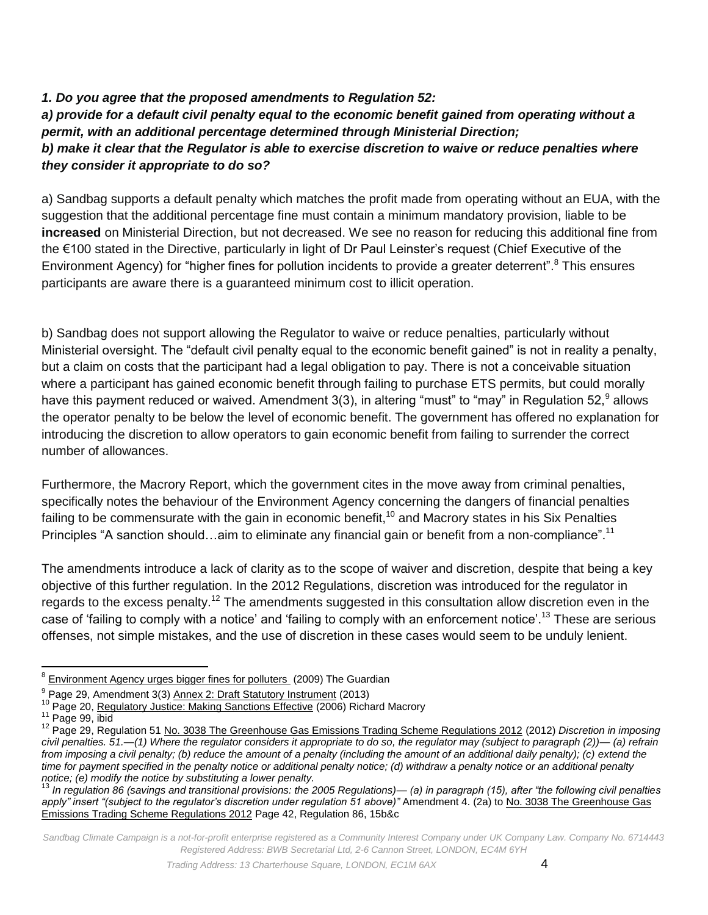***1. Do you agree that the proposed amendments to Regulation 52:***
***a) provide for a default civil penalty equal to the economic benefit gained from operating without a permit, with an additional percentage determined through Ministerial Direction;***
***b) make it clear that the Regulator is able to exercise discretion to waive or reduce penalties where they consider it appropriate to do so?***

a) Sandbag supports a default penalty which matches the profit made from operating without an EUA, with the suggestion that the additional percentage fine must contain a minimum mandatory provision, liable to be **increased** on Ministerial Direction, but not decreased. We see no reason for reducing this additional fine from the €100 stated in the Directive, particularly in light of Dr Paul Leinster's request (Chief Executive of the Environment Agency) for "higher fines for pollution incidents to provide a greater deterrent".[8] This ensures participants are aware there is a guaranteed minimum cost to illicit operation.

b) Sandbag does not support allowing the Regulator to waive or reduce penalties, particularly without Ministerial oversight. The "default civil penalty equal to the economic benefit gained" is not in reality a penalty, but a claim on costs that the participant had a legal obligation to pay. There is not a conceivable situation where a participant has gained economic benefit through failing to purchase ETS permits, but could morally have this payment reduced or waived. Amendment 3(3), in altering "must" to "may" in Regulation 52,[9] allows the operator penalty to be below the level of economic benefit. The government has offered no explanation for introducing the discretion to allow operators to gain economic benefit from failing to surrender the correct number of allowances.

Furthermore, the Macrory Report, which the government cites in the move away from criminal penalties, specifically notes the behaviour of the Environment Agency concerning the dangers of financial penalties failing to be commensurate with the gain in economic benefit,[10] and Macrory states in his Six Penalties Principles "A sanction should…aim to eliminate any financial gain or benefit from a non-compliance".[11]

The amendments introduce a lack of clarity as to the scope of waiver and discretion, despite that being a key objective of this further regulation. In the 2012 Regulations, discretion was introduced for the regulator in regards to the excess penalty.[12] The amendments suggested in this consultation allow discretion even in the case of 'failing to comply with a notice' and 'failing to comply with an enforcement notice'.[13] These are serious offenses, not simple mistakes, and the use of discretion in these cases would seem to be unduly lenient.

---

[8] Environment Agency urges bigger fines for polluters (2009) The Guardian

[9] Page 29, Amendment 3(3) Annex 2: Draft Statutory Instrument (2013)

[10] Page 20, Regulatory Justice: Making Sanctions Effective (2006) Richard Macrory

[11] Page 99, ibid

[12] Page 29, Regulation 51 No. 3038 The Greenhouse Gas Emissions Trading Scheme Regulations 2012 (2012) *Discretion in imposing civil penalties. 51.—(1) Where the regulator considers it appropriate to do so, the regulator may (subject to paragraph (2))— (a) refrain from imposing a civil penalty; (b) reduce the amount of a penalty (including the amount of an additional daily penalty); (c) extend the time for payment specified in the penalty notice or additional penalty notice; (d) withdraw a penalty notice or an additional penalty notice; (e) modify the notice by substituting a lower penalty.*

[13] *In regulation 86 (savings and transitional provisions: the 2005 Regulations)— (a) in paragraph (15), after "the following civil penalties apply" insert "(subject to the regulator's discretion under regulation 51 above)"* Amendment 4. (2a) to No. 3038 The Greenhouse Gas Emissions Trading Scheme Regulations 2012 Page 42, Regulation 86, 15b&c

*Sandbag Climate Campaign is a not-for-profit enterprise registered as a Community Interest Company under UK Company Law. Company No. 6714443 Registered Address: BWB Secretarial Ltd, 2-6 Cannon Street, LONDON, EC4M 6YH*

*Trading Address: 13 Charterhouse Square, LONDON, EC1M 6AX*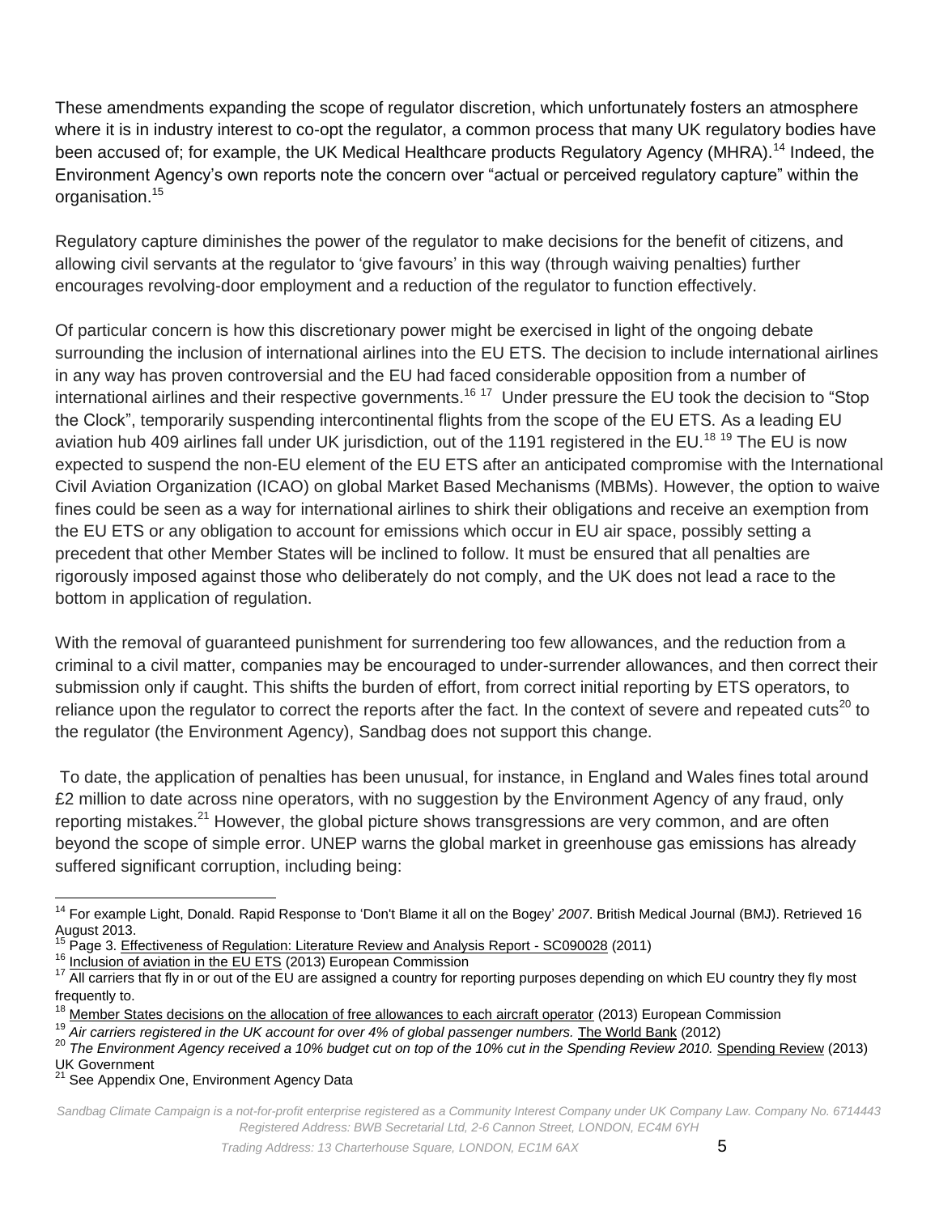These amendments expanding the scope of regulator discretion, which unfortunately fosters an atmosphere where it is in industry interest to co-opt the regulator, a common process that many UK regulatory bodies have been accused of; for example, the UK Medical Healthcare products Regulatory Agency (MHRA).[14] Indeed, the Environment Agency's own reports note the concern over "actual or perceived regulatory capture" within the organisation.[15]

Regulatory capture diminishes the power of the regulator to make decisions for the benefit of citizens, and allowing civil servants at the regulator to 'give favours' in this way (through waiving penalties) further encourages revolving-door employment and a reduction of the regulator to function effectively.

Of particular concern is how this discretionary power might be exercised in light of the ongoing debate surrounding the inclusion of international airlines into the EU ETS. The decision to include international airlines in any way has proven controversial and the EU had faced considerable opposition from a number of international airlines and their respective governments.[16] [17] Under pressure the EU took the decision to "Stop the Clock", temporarily suspending intercontinental flights from the scope of the EU ETS. As a leading EU aviation hub 409 airlines fall under UK jurisdiction, out of the 1191 registered in the EU.[18] [19] The EU is now expected to suspend the non-EU element of the EU ETS after an anticipated compromise with the International Civil Aviation Organization (ICAO) on global Market Based Mechanisms (MBMs). However, the option to waive fines could be seen as a way for international airlines to shirk their obligations and receive an exemption from the EU ETS or any obligation to account for emissions which occur in EU air space, possibly setting a precedent that other Member States will be inclined to follow. It must be ensured that all penalties are rigorously imposed against those who deliberately do not comply, and the UK does not lead a race to the bottom in application of regulation.

With the removal of guaranteed punishment for surrendering too few allowances, and the reduction from a criminal to a civil matter, companies may be encouraged to under-surrender allowances, and then correct their submission only if caught. This shifts the burden of effort, from correct initial reporting by ETS operators, to reliance upon the regulator to correct the reports after the fact. In the context of severe and repeated cuts[20] to the regulator (the Environment Agency), Sandbag does not support this change.

To date, the application of penalties has been unusual, for instance, in England and Wales fines total around £2 million to date across nine operators, with no suggestion by the Environment Agency of any fraud, only reporting mistakes.[21] However, the global picture shows transgressions are very common, and are often beyond the scope of simple error. UNEP warns the global market in greenhouse gas emissions has already suffered significant corruption, including being:

---

[14] For example Light, Donald. Rapid Response to 'Don't Blame it all on the Bogey' *2007*. British Medical Journal (BMJ). Retrieved 16 August 2013.

[15] Page 3. Effectiveness of Regulation: Literature Review and Analysis Report - SC090028 (2011)

[16] Inclusion of aviation in the EU ETS (2013) European Commission

[17] All carriers that fly in or out of the EU are assigned a country for reporting purposes depending on which EU country they fly most frequently to.

[18] Member States decisions on the allocation of free allowances to each aircraft operator (2013) European Commission

[19] *Air carriers registered in the UK account for over 4% of global passenger numbers.* The World Bank (2012)

[20] *The Environment Agency received a 10% budget cut on top of the 10% cut in the Spending Review 2010.* Spending Review (2013) UK Government

[21] See Appendix One, Environment Agency Data

*Sandbag Climate Campaign is a not-for-profit enterprise registered as a Community Interest Company under UK Company Law. Company No. 6714443 Registered Address: BWB Secretarial Ltd, 2-6 Cannon Street, LONDON, EC4M 6YH*

*Trading Address: 13 Charterhouse Square, LONDON, EC1M 6AX*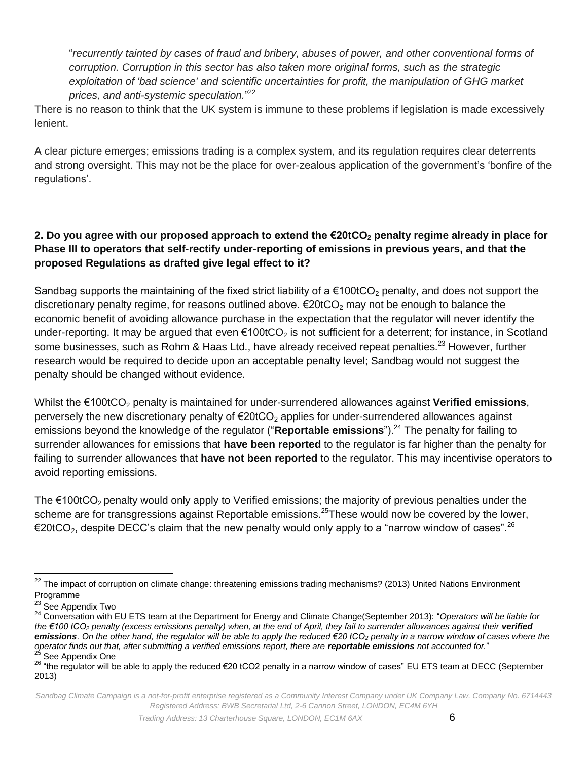"*recurrently tainted by cases of fraud and bribery, abuses of power, and other conventional forms of corruption. Corruption in this sector has also taken more original forms, such as the strategic exploitation of 'bad science' and scientific uncertainties for profit, the manipulation of GHG market prices, and anti-systemic speculation.*"[22]

There is no reason to think that the UK system is immune to these problems if legislation is made excessively lenient.

A clear picture emerges; emissions trading is a complex system, and its regulation requires clear deterrents and strong oversight. This may not be the place for over-zealous application of the government's 'bonfire of the regulations'.

**2. Do you agree with our proposed approach to extend the €20t$CO_2$ penalty regime already in place for Phase III to operators that self-rectify under-reporting of emissions in previous years, and that the proposed Regulations as drafted give legal effect to it?**

Sandbag supports the maintaining of the fixed strict liability of a €100t$CO_2$ penalty, and does not support the discretionary penalty regime, for reasons outlined above. €20t$CO_2$ may not be enough to balance the economic benefit of avoiding allowance purchase in the expectation that the regulator will never identify the under-reporting. It may be argued that even €100t$CO_2$ is not sufficient for a deterrent; for instance, in Scotland some businesses, such as Rohm & Haas Ltd., have already received repeat penalties.[23] However, further research would be required to decide upon an acceptable penalty level; Sandbag would not suggest the penalty should be changed without evidence.

Whilst the €100t$CO_2$ penalty is maintained for under-surrendered allowances against **Verified emissions**, perversely the new discretionary penalty of €20t$CO_2$ applies for under-surrendered allowances against emissions beyond the knowledge of the regulator ("**Reportable emissions**").[24] The penalty for failing to surrender allowances for emissions that **have been reported** to the regulator is far higher than the penalty for failing to surrender allowances that **have not been reported** to the regulator. This may incentivise operators to avoid reporting emissions.

The €100t$CO_2$ penalty would only apply to Verified emissions; the majority of previous penalties under the scheme are for transgressions against Reportable emissions.[25] These would now be covered by the lower, €20t$CO_2$, despite DECC's claim that the new penalty would only apply to a "narrow window of cases".[26]

---

[22] The impact of corruption on climate change: threatening emissions trading mechanisms? (2013) United Nations Environment Programme

[23] See Appendix Two

[24] Conversation with EU ETS team at the Department for Energy and Climate Change(September 2013): "*Operators will be liable for the €100 t$CO_2$ penalty (excess emissions penalty) when, at the end of April, they fail to surrender allowances against their **verified emissions**. On the other hand, the regulator will be able to apply the reduced €20 t$CO_2$ penalty in a narrow window of cases where the operator finds out that, after submitting a verified emissions report, there are **reportable emissions** not accounted for.*"

[25] See Appendix One

[26] "the regulator will be able to apply the reduced €20 tCO2 penalty in a narrow window of cases" EU ETS team at DECC (September 2013)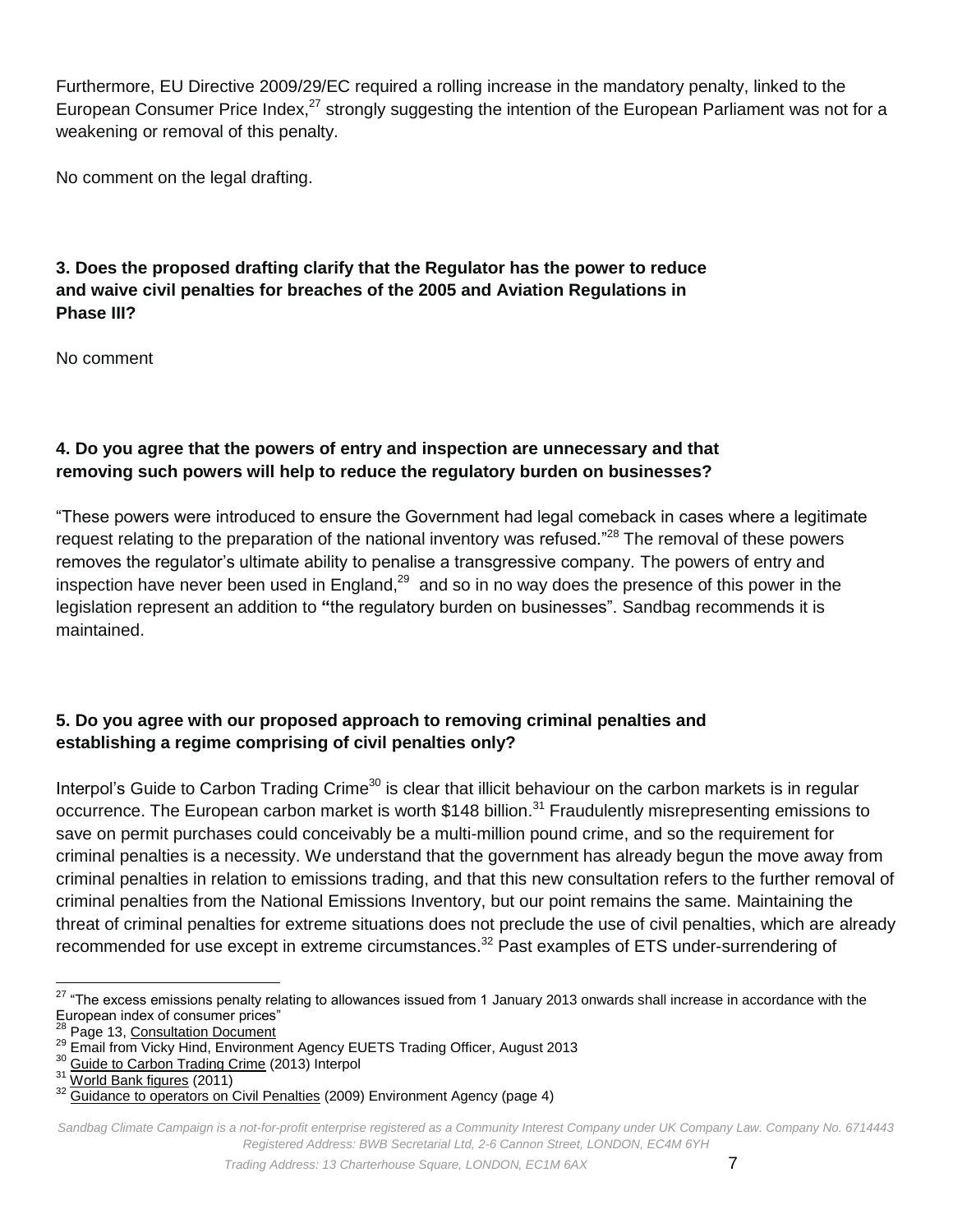Furthermore, EU Directive 2009/29/EC required a rolling increase in the mandatory penalty, linked to the European Consumer Price Index,[27] strongly suggesting the intention of the European Parliament was not for a weakening or removal of this penalty.

No comment on the legal drafting.

**3. Does the proposed drafting clarify that the Regulator has the power to reduce and waive civil penalties for breaches of the 2005 and Aviation Regulations in Phase III?**

No comment

**4. Do you agree that the powers of entry and inspection are unnecessary and that removing such powers will help to reduce the regulatory burden on businesses?**

"These powers were introduced to ensure the Government had legal comeback in cases where a legitimate request relating to the preparation of the national inventory was refused."[28] The removal of these powers removes the regulator's ultimate ability to penalise a transgressive company. The powers of entry and inspection have never been used in England,[29] and so in no way does the presence of this power in the legislation represent an addition to **"**the regulatory burden on businesses". Sandbag recommends it is maintained.

**5. Do you agree with our proposed approach to removing criminal penalties and establishing a regime comprising of civil penalties only?**

Interpol's Guide to Carbon Trading Crime[30] is clear that illicit behaviour on the carbon markets is in regular occurrence. The European carbon market is worth $148 billion.[31] Fraudulently misrepresenting emissions to save on permit purchases could conceivably be a multi-million pound crime, and so the requirement for criminal penalties is a necessity. We understand that the government has already begun the move away from criminal penalties in relation to emissions trading, and that this new consultation refers to the further removal of criminal penalties from the National Emissions Inventory, but our point remains the same. Maintaining the threat of criminal penalties for extreme situations does not preclude the use of civil penalties, which are already recommended for use except in extreme circumstances.[32] Past examples of ETS under-surrendering of

---

[27] "The excess emissions penalty relating to allowances issued from 1 January 2013 onwards shall increase in accordance with the European index of consumer prices"

[28] Page 13, Consultation Document

[29] Email from Vicky Hind, Environment Agency EUETS Trading Officer, August 2013

[30] Guide to Carbon Trading Crime (2013) Interpol

[31] World Bank figures (2011)

[32] Guidance to operators on Civil Penalties (2009) Environment Agency (page 4)

*Sandbag Climate Campaign is a not-for-profit enterprise registered as a Community Interest Company under UK Company Law. Company No. 6714443 Registered Address: BWB Secretarial Ltd, 2-6 Cannon Street, LONDON, EC4M 6YH*

*Trading Address: 13 Charterhouse Square, LONDON, EC1M 6AX*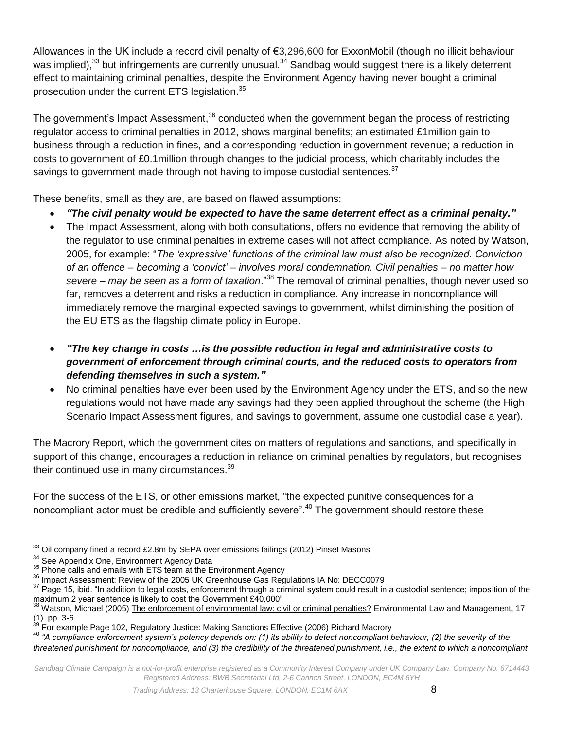Allowances in the UK include a record civil penalty of €3,296,600 for ExxonMobil (though no illicit behaviour was implied),[33] but infringements are currently unusual.[34] Sandbag would suggest there is a likely deterrent effect to maintaining criminal penalties, despite the Environment Agency having never bought a criminal prosecution under the current ETS legislation.[35]

The government's Impact Assessment,[36] conducted when the government began the process of restricting regulator access to criminal penalties in 2012, shows marginal benefits; an estimated £1million gain to business through a reduction in fines, and a corresponding reduction in government revenue; a reduction in costs to government of £0.1million through changes to the judicial process, which charitably includes the savings to government made through not having to impose custodial sentences.[37]

These benefits, small as they are, are based on flawed assumptions:

- ***"The civil penalty would be expected to have the same deterrent effect as a criminal penalty."***
- The Impact Assessment, along with both consultations, offers no evidence that removing the ability of the regulator to use criminal penalties in extreme cases will not affect compliance. As noted by Watson, 2005, for example: "*The 'expressive' functions of the criminal law must also be recognized. Conviction of an offence – becoming a 'convict' – involves moral condemnation. Civil penalties – no matter how severe – may be seen as a form of taxation*."[38] The removal of criminal penalties, though never used so far, removes a deterrent and risks a reduction in compliance. Any increase in noncompliance will immediately remove the marginal expected savings to government, whilst diminishing the position of the EU ETS as the flagship climate policy in Europe.

- ***"The key change in costs …is the possible reduction in legal and administrative costs to government of enforcement through criminal courts, and the reduced costs to operators from defending themselves in such a system."***
- No criminal penalties have ever been used by the Environment Agency under the ETS, and so the new regulations would not have made any savings had they been applied throughout the scheme (the High Scenario Impact Assessment figures, and savings to government, assume one custodial case a year).

The Macrory Report, which the government cites on matters of regulations and sanctions, and specifically in support of this change, encourages a reduction in reliance on criminal penalties by regulators, but recognises their continued use in many circumstances.[39]

For the success of the ETS, or other emissions market, "the expected punitive consequences for a noncompliant actor must be credible and sufficiently severe".[40] The government should restore these

---

[33] Oil company fined a record £2.8m by SEPA over emissions failings (2012) Pinset Masons

[34] See Appendix One, Environment Agency Data

[35] Phone calls and emails with ETS team at the Environment Agency

[36] Impact Assessment: Review of the 2005 UK Greenhouse Gas Regulations IA No: DECC0079

[37] Page 15, ibid. "In addition to legal costs, enforcement through a criminal system could result in a custodial sentence; imposition of the maximum 2 year sentence is likely to cost the Government £40,000"

[38] Watson, Michael (2005) The enforcement of environmental law: civil or criminal penalties? Environmental Law and Management, 17 (1). pp. 3-6.

[39] For example Page 102, Regulatory Justice: Making Sanctions Effective (2006) Richard Macrory

[40] *"A compliance enforcement system's potency depends on: (1) its ability to detect noncompliant behaviour, (2) the severity of the threatened punishment for noncompliance, and (3) the credibility of the threatened punishment, i.e., the extent to which a noncompliant*

*Sandbag Climate Campaign is a not-for-profit enterprise registered as a Community Interest Company under UK Company Law. Company No. 6714443 Registered Address: BWB Secretarial Ltd, 2-6 Cannon Street, LONDON, EC4M 6YH*

*Trading Address: 13 Charterhouse Square, LONDON, EC1M 6AX*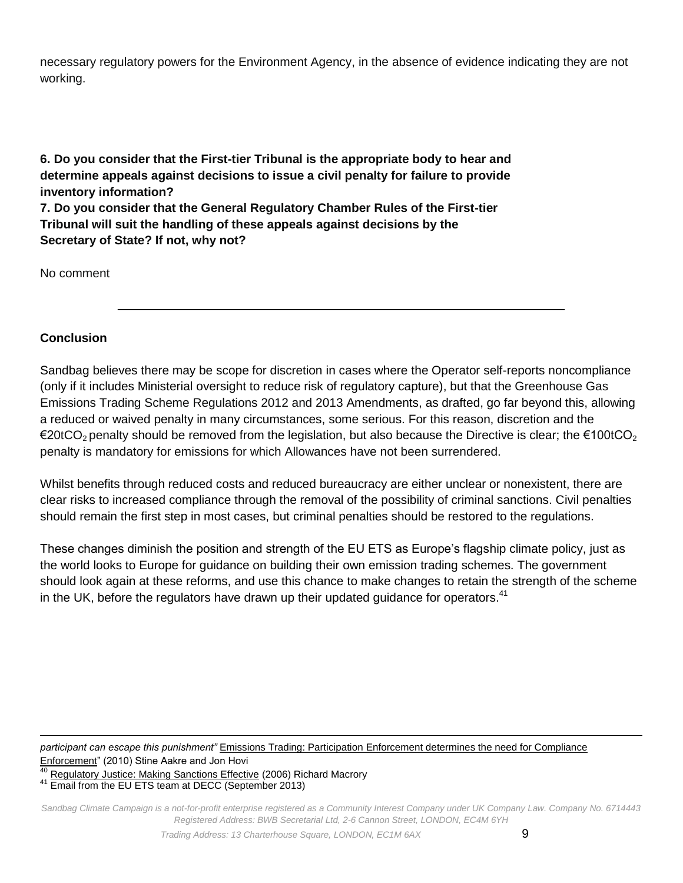necessary regulatory powers for the Environment Agency, in the absence of evidence indicating they are not working.

**6. Do you consider that the First-tier Tribunal is the appropriate body to hear and determine appeals against decisions to issue a civil penalty for failure to provide inventory information?**
**7. Do you consider that the General Regulatory Chamber Rules of the First-tier Tribunal will suit the handling of these appeals against decisions by the Secretary of State? If not, why not?**

No comment

---

**Conclusion**

Sandbag believes there may be scope for discretion in cases where the Operator self-reports noncompliance (only if it includes Ministerial oversight to reduce risk of regulatory capture), but that the Greenhouse Gas Emissions Trading Scheme Regulations 2012 and 2013 Amendments, as drafted, go far beyond this, allowing a reduced or waived penalty in many circumstances, some serious. For this reason, discretion and the €20t$CO_2$ penalty should be removed from the legislation, but also because the Directive is clear; the €100t$CO_2$ penalty is mandatory for emissions for which Allowances have not been surrendered.

Whilst benefits through reduced costs and reduced bureaucracy are either unclear or nonexistent, there are clear risks to increased compliance through the removal of the possibility of criminal sanctions. Civil penalties should remain the first step in most cases, but criminal penalties should be restored to the regulations.

These changes diminish the position and strength of the EU ETS as Europe's flagship climate policy, just as the world looks to Europe for guidance on building their own emission trading schemes. The government should look again at these reforms, and use this chance to make changes to retain the strength of the scheme in the UK, before the regulators have drawn up their updated guidance for operators.[41]

---

*participant can escape this punishment"* Emissions Trading: Participation Enforcement determines the need for Compliance Enforcement" (2010) Stine Aakre and Jon Hovi

[40] Regulatory Justice: Making Sanctions Effective (2006) Richard Macrory

[41] Email from the EU ETS team at DECC (September 2013)

*Sandbag Climate Campaign is a not-for-profit enterprise registered as a Community Interest Company under UK Company Law. Company No. 6714443 Registered Address: BWB Secretarial Ltd, 2-6 Cannon Street, LONDON, EC4M 6YH Trading Address: 13 Charterhouse Square, LONDON, EC1M 6AX*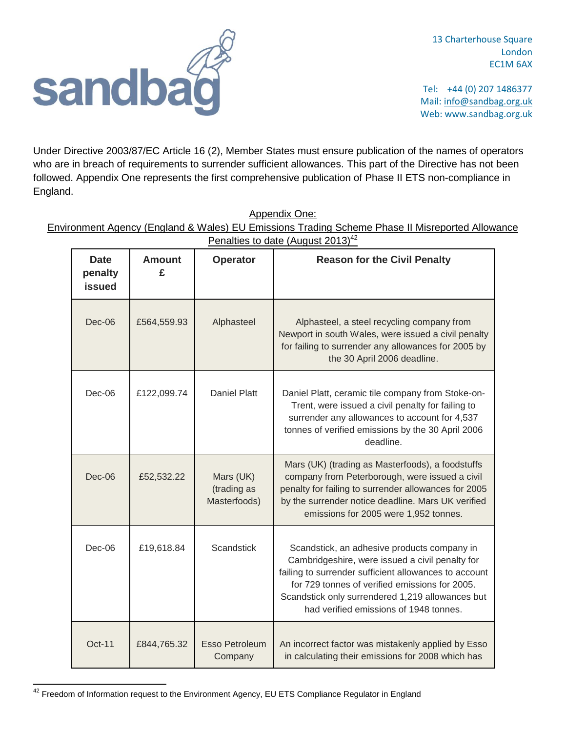13 Charterhouse Square
London
EC1M 6AX

Tel: +44 (0) 207 1486377
Mail: info@sandbag.org.uk
Web: www.sandbag.org.uk

Under Directive 2003/87/EC Article 16 (2), Member States must ensure publication of the names of operators who are in breach of requirements to surrender sufficient allowances. This part of the Directive has not been followed. Appendix One represents the first comprehensive publication of Phase II ETS non-compliance in England.

## Appendix One: Environment Agency (England & Wales) EU Emissions Trading Scheme Phase II Misreported Allowance Penalties to date (August 2013)[42]

| Date penalty issued | Amount £ | Operator | Reason for the Civil Penalty |
|---|---|---|---|
| Dec-06 | £564,559.93 | Alphasteel | Alphasteel, a steel recycling company from Newport in south Wales, were issued a civil penalty for failing to surrender any allowances for 2005 by the 30 April 2006 deadline. |
| Dec-06 | £122,099.74 | Daniel Platt | Daniel Platt, ceramic tile company from Stoke-on-Trent, were issued a civil penalty for failing to surrender any allowances to account for 4,537 tonnes of verified emissions by the 30 April 2006 deadline. |
| Dec-06 | £52,532.22 | Mars (UK) (trading as Masterfoods) | Mars (UK) (trading as Masterfoods), a foodstuffs company from Peterborough, were issued a civil penalty for failing to surrender allowances for 2005 by the surrender notice deadline. Mars UK verified emissions for 2005 were 1,952 tonnes. |
| Dec-06 | £19,618.84 | Scandstick | Scandstick, an adhesive products company in Cambridgeshire, were issued a civil penalty for failing to surrender sufficient allowances to account for 729 tonnes of verified emissions for 2005. Scandstick only surrendered 1,219 allowances but had verified emissions of 1948 tonnes. |
| Oct-11 | £844,765.32 | Esso Petroleum Company | An incorrect factor was mistakenly applied by Esso in calculating their emissions for 2008 which has |

[42] Freedom of Information request to the Environment Agency, EU ETS Compliance Regulator in England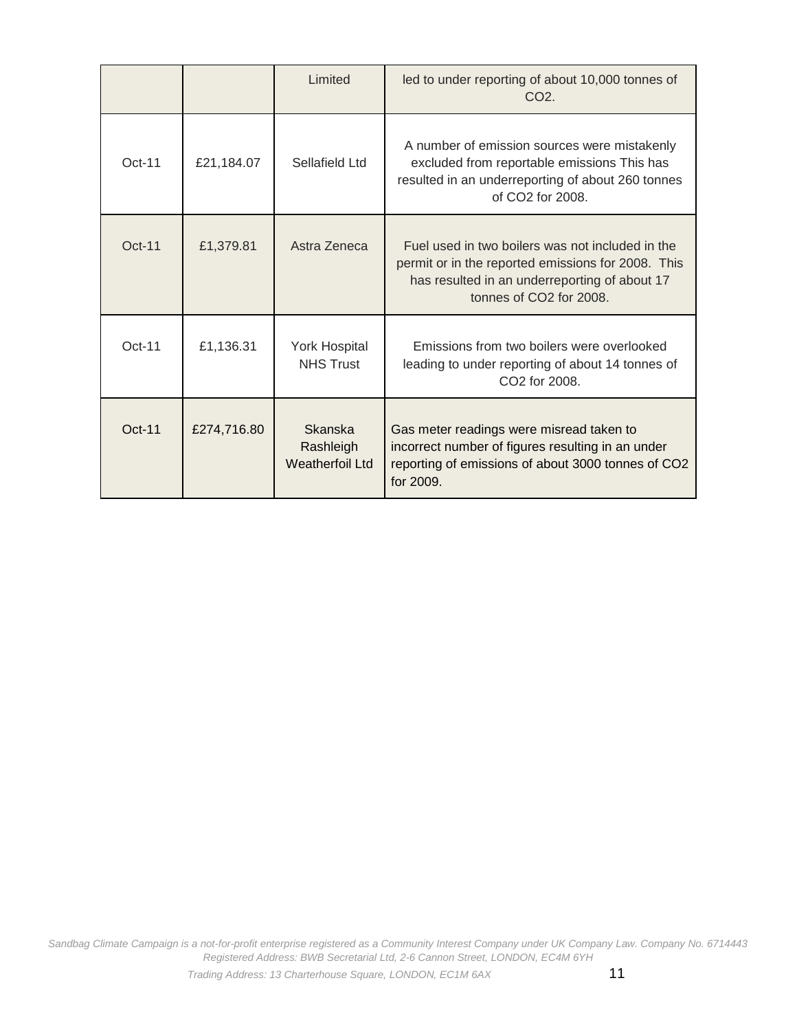| | | | |
|---|---|---|---|
| | | Limited | led to under reporting of about 10,000 tonnes of $CO_2$. |
| Oct-11 | £21,184.07 | Sellafield Ltd | A number of emission sources were mistakenly excluded from reportable emissions This has resulted in an underreporting of about 260 tonnes of $CO_2$ for 2008. |
| Oct-11 | £1,379.81 | Astra Zeneca | Fuel used in two boilers was not included in the permit or in the reported emissions for 2008. This has resulted in an underreporting of about 17 tonnes of $CO_2$ for 2008. |
| Oct-11 | £1,136.31 | York Hospital NHS Trust | Emissions from two boilers were overlooked leading to under reporting of about 14 tonnes of $CO_2$ for 2008. |
| Oct-11 | £274,716.80 | Skanska Rashleigh Weatherfoil Ltd | Gas meter readings were misread taken to incorrect number of figures resulting in an under reporting of emissions of about 3000 tonnes of $CO_2$ for 2009. |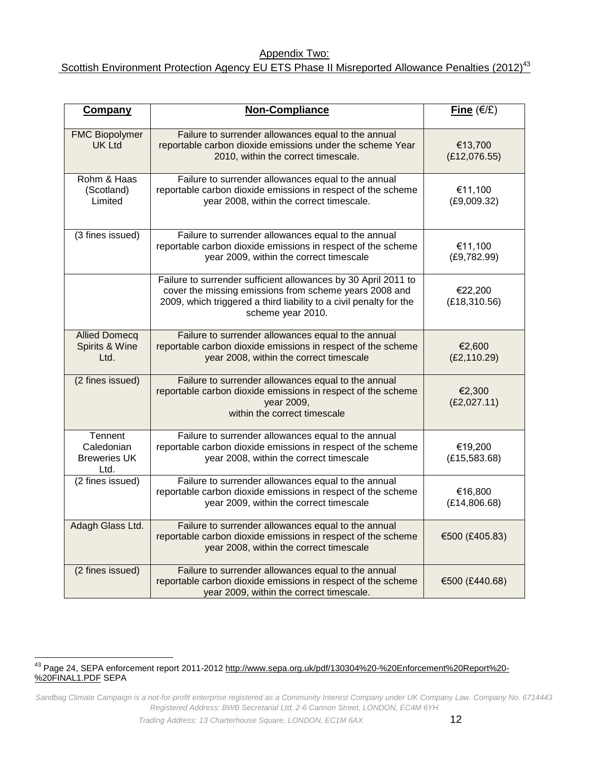## Appendix Two: Scottish Environment Protection Agency EU ETS Phase II Misreported Allowance Penalties (2012)[43]

| **Company** | **Non-Compliance** | **Fine** (€/£) |
|---|---|---|
| FMC Biopolymer UK Ltd | Failure to surrender allowances equal to the annual reportable carbon dioxide emissions under the scheme Year 2010, within the correct timescale. | €13,700 (£12,076.55) |
| Rohm & Haas (Scotland) Limited | Failure to surrender allowances equal to the annual reportable carbon dioxide emissions in respect of the scheme year 2008, within the correct timescale. | €11,100 (£9,009.32) |
| (3 fines issued) | Failure to surrender allowances equal to the annual reportable carbon dioxide emissions in respect of the scheme year 2009, within the correct timescale | €11,100 (£9,782.99) |
| | Failure to surrender sufficient allowances by 30 April 2011 to cover the missing emissions from scheme years 2008 and 2009, which triggered a third liability to a civil penalty for the scheme year 2010. | €22,200 (£18,310.56) |
| Allied Domecq Spirits & Wine Ltd. | Failure to surrender allowances equal to the annual reportable carbon dioxide emissions in respect of the scheme year 2008, within the correct timescale | €2,600 (£2,110.29) |
| (2 fines issued) | Failure to surrender allowances equal to the annual reportable carbon dioxide emissions in respect of the scheme year 2009, within the correct timescale | €2,300 (£2,027.11) |
| Tennent Caledonian Breweries UK Ltd. | Failure to surrender allowances equal to the annual reportable carbon dioxide emissions in respect of the scheme year 2008, within the correct timescale | €19,200 (£15,583.68) |
| (2 fines issued) | Failure to surrender allowances equal to the annual reportable carbon dioxide emissions in respect of the scheme year 2009, within the correct timescale | €16,800 (£14,806.68) |
| Adagh Glass Ltd. | Failure to surrender allowances equal to the annual reportable carbon dioxide emissions in respect of the scheme year 2008, within the correct timescale | €500 (£405.83) |
| (2 fines issued) | Failure to surrender allowances equal to the annual reportable carbon dioxide emissions in respect of the scheme year 2009, within the correct timescale. | €500 (£440.68) |

[43] Page 24, SEPA enforcement report 2011-2012 http://www.sepa.org.uk/pdf/130304%20-%20Enforcement%20Report%20-%20FINAL1.PDF SEPA

*Sandbag Climate Campaign is a not-for-profit enterprise registered as a Community Interest Company under UK Company Law. Company No. 6714443*
*Registered Address: BWB Secretarial Ltd, 2-6 Cannon Street, LONDON, EC4M 6YH*
*Trading Address: 13 Charterhouse Square, LONDON, EC1M 6AX*